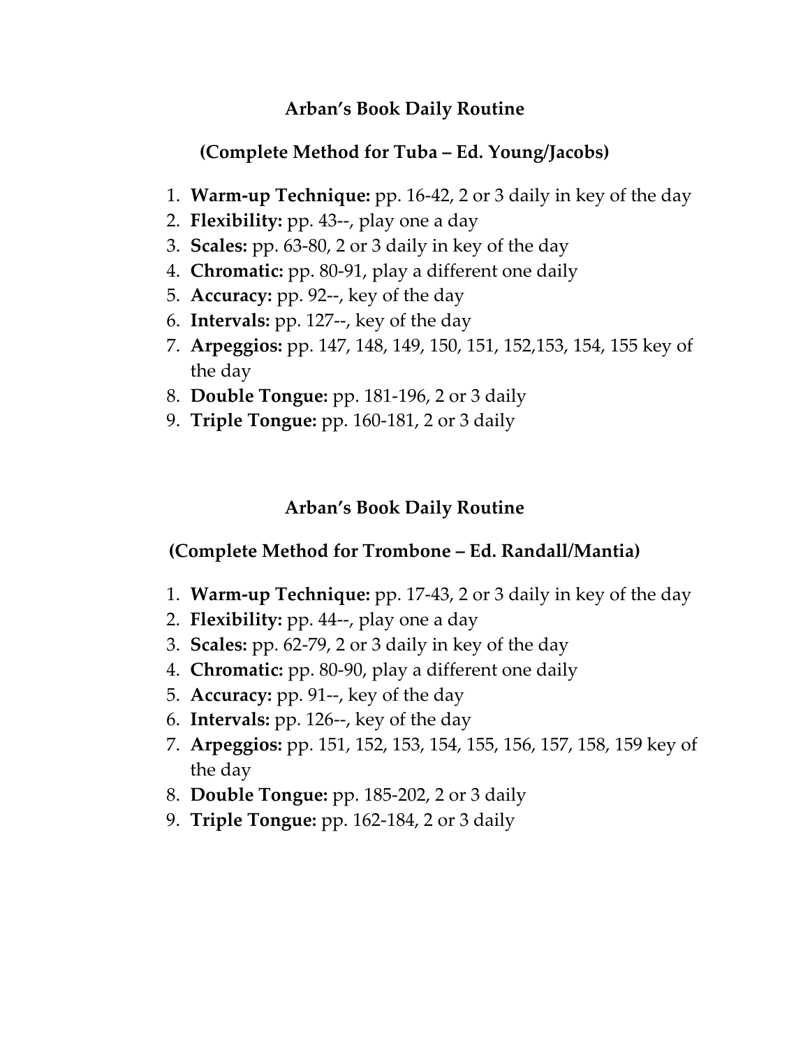## Arban's Book Daily Routine

### (Complete Method for Tuba – Ed. Young/Jacobs)

1. **Warm-up Technique:** pp. 16-42, 2 or 3 daily in key of the day
2. **Flexibility:** pp. 43--, play one a day
3. **Scales:** pp. 63-80, 2 or 3 daily in key of the day
4. **Chromatic:** pp. 80-91, play a different one daily
5. **Accuracy:** pp. 92--, key of the day
6. **Intervals:** pp. 127--, key of the day
7. **Arpeggios:** pp. 147, 148, 149, 150, 151, 152,153, 154, 155 key of the day
8. **Double Tongue:** pp. 181-196, 2 or 3 daily
9. **Triple Tongue:** pp. 160-181, 2 or 3 daily

## Arban's Book Daily Routine

### (Complete Method for Trombone – Ed. Randall/Mantia)

1. **Warm-up Technique:** pp. 17-43, 2 or 3 daily in key of the day
2. **Flexibility:** pp. 44--, play one a day
3. **Scales:** pp. 62-79, 2 or 3 daily in key of the day
4. **Chromatic:** pp. 80-90, play a different one daily
5. **Accuracy:** pp. 91--, key of the day
6. **Intervals:** pp. 126--, key of the day
7. **Arpeggios:** pp. 151, 152, 153, 154, 155, 156, 157, 158, 159 key of the day
8. **Double Tongue:** pp. 185-202, 2 or 3 daily
9. **Triple Tongue:** pp. 162-184, 2 or 3 daily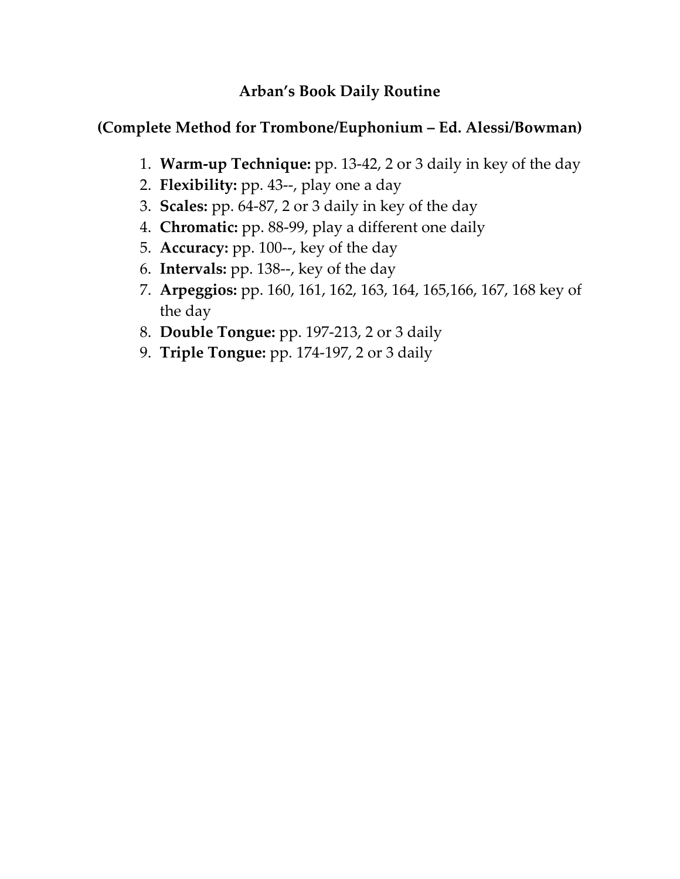# Arban's Book Daily Routine

## (Complete Method for Trombone/Euphonium – Ed. Alessi/Bowman)

1. **Warm-up Technique:** pp. 13-42, 2 or 3 daily in key of the day
2. **Flexibility:** pp. 43--, play one a day
3. **Scales:** pp. 64-87, 2 or 3 daily in key of the day
4. **Chromatic:** pp. 88-99, play a different one daily
5. **Accuracy:** pp. 100--, key of the day
6. **Intervals:** pp. 138--, key of the day
7. **Arpeggios:** pp. 160, 161, 162, 163, 164, 165,166, 167, 168 key of the day
8. **Double Tongue:** pp. 197-213, 2 or 3 daily
9. **Triple Tongue:** pp. 174-197, 2 or 3 daily